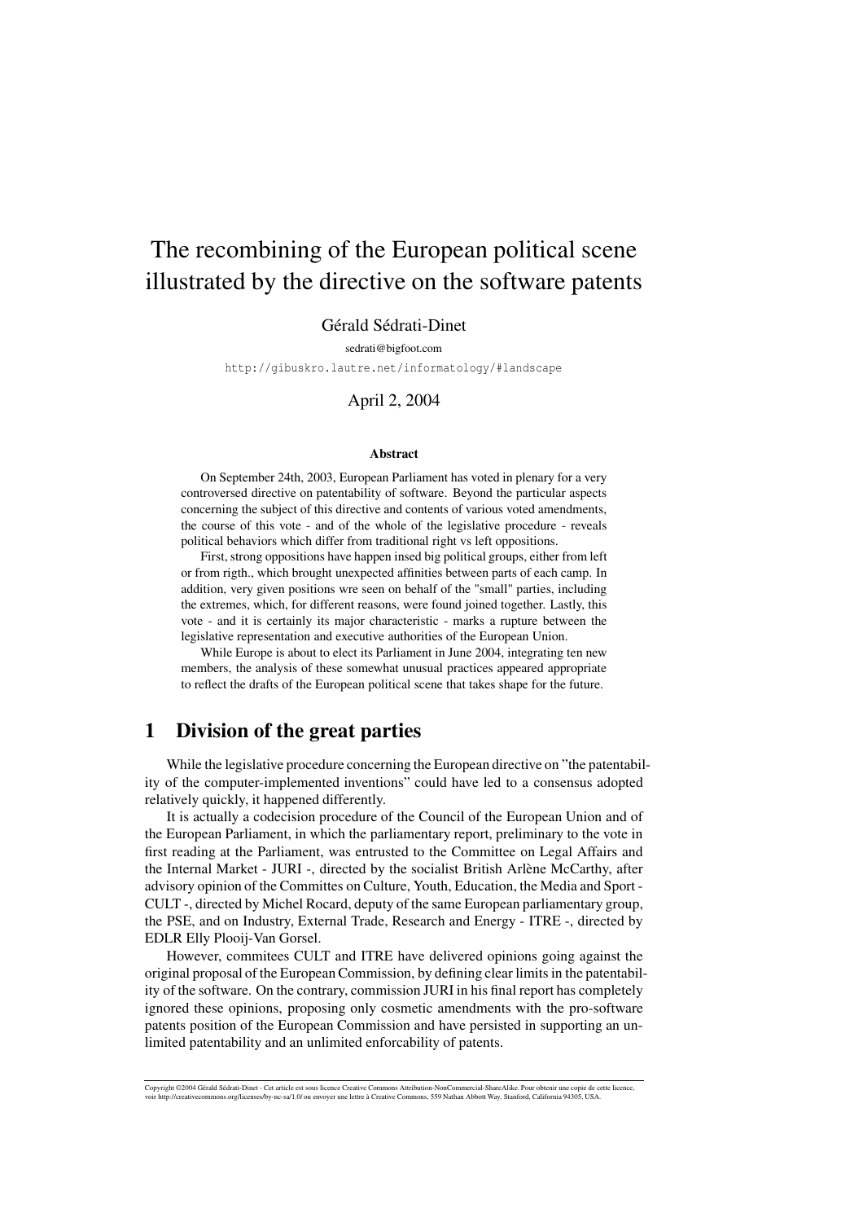# The recombining of the European political scene illustrated by the directive on the software patents

Gérald Sédrati-Dinet

sedrati@bigfoot.com

http://gibuskro.lautre.net/informatology/#landscape

April 2, 2004

**Abstract**

On September 24th, 2003, European Parliament has voted in plenary for a very controversed directive on patentability of software. Beyond the particular aspects concerning the subject of this directive and contents of various voted amendments, the course of this vote - and of the whole of the legislative procedure - reveals political behaviors which differ from traditional right vs left oppositions.

First, strong oppositions have happen insed big political groups, either from left or from rigth., which brought unexpected affinities between parts of each camp. In addition, very given positions wre seen on behalf of the "small" parties, including the extremes, which, for different reasons, were found joined together. Lastly, this vote - and it is certainly its major characteristic - marks a rupture between the legislative representation and executive authorities of the European Union.

While Europe is about to elect its Parliament in June 2004, integrating ten new members, the analysis of these somewhat unusual practices appeared appropriate to reflect the drafts of the European political scene that takes shape for the future.

## 1 Division of the great parties

While the legislative procedure concerning the European directive on "the patentability of the computer-implemented inventions" could have led to a consensus adopted relatively quickly, it happened differently.

It is actually a codecision procedure of the Council of the European Union and of the European Parliament, in which the parliamentary report, preliminary to the vote in first reading at the Parliament, was entrusted to the Committee on Legal Affairs and the Internal Market - JURI -, directed by the socialist British Arlène McCarthy, after advisory opinion of the Committes on Culture, Youth, Education, the Media and Sport - CULT -, directed by Michel Rocard, deputy of the same European parliamentary group, the PSE, and on Industry, External Trade, Research and Energy - ITRE -, directed by EDLR Elly Plooij-Van Gorsel.

However, commitees CULT and ITRE have delivered opinions going against the original proposal of the European Commission, by defining clear limits in the patentability of the software. On the contrary, commission JURI in his final report has completely ignored these opinions, proposing only cosmetic amendments with the pro-software patents position of the European Commission and have persisted in supporting an unlimited patentability and an unlimited enforcability of patents.

Copyright ©2004 Gérald Sédrati-Dinet - Cet article est sous licence Creative Commons Attribution-NonCommercial-ShareAlike. Pour obtenir une copie de cette licence, voir http://creativecommons.org/licenses/by-nc-sa/1.0/ ou envoyer une lettre à Creative Commons, 559 Nathan Abbott Way, Stanford, California 94305, USA.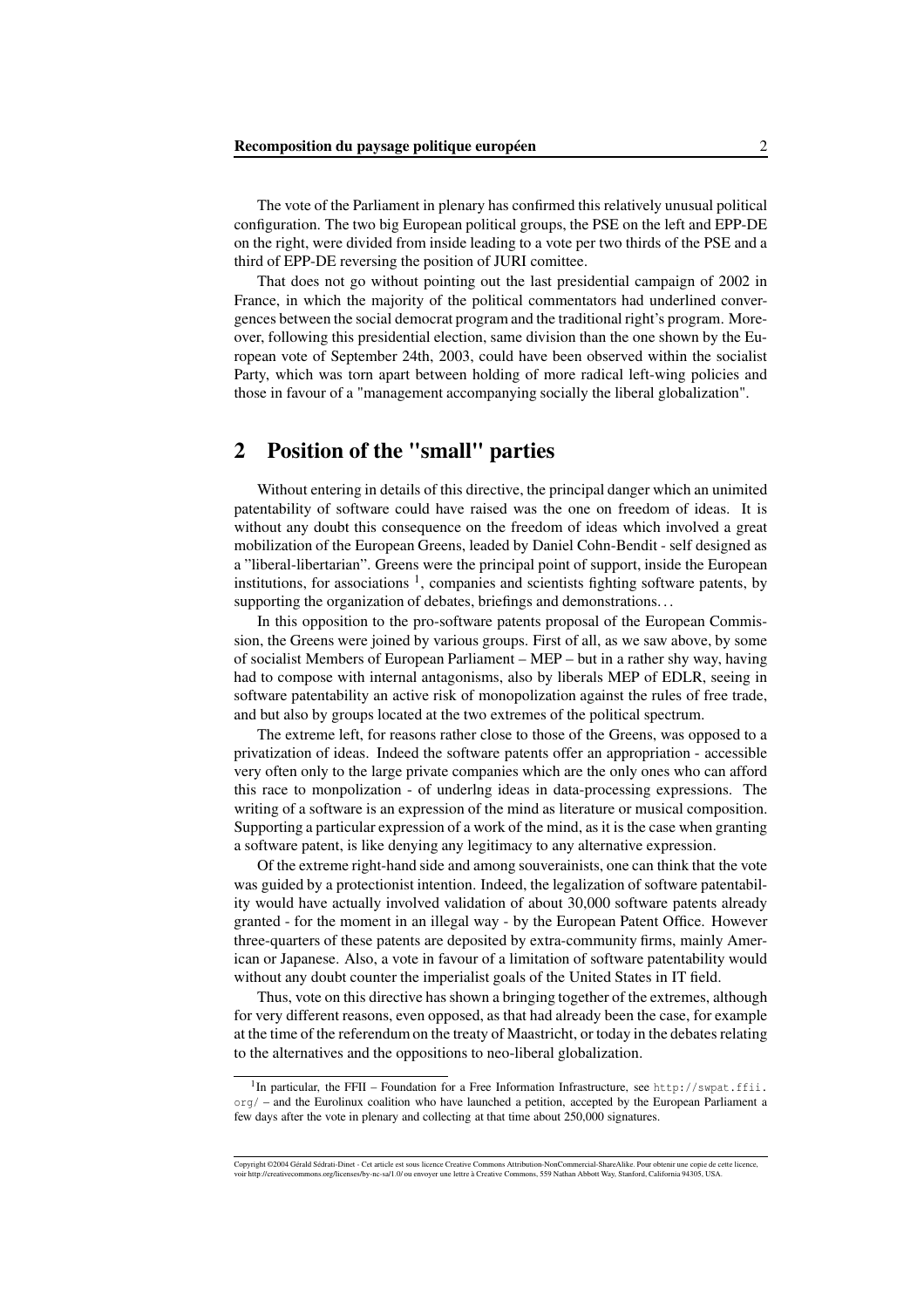The vote of the Parliament in plenary has confirmed this relatively unusual political configuration. The two big European political groups, the PSE on the left and EPP-DE on the right, were divided from inside leading to a vote per two thirds of the PSE and a third of EPP-DE reversing the position of JURI comittee.

That does not go without pointing out the last presidential campaign of 2002 in France, in which the majority of the political commentators had underlined convergences between the social democrat program and the traditional right's program. Moreover, following this presidential election, same division than the one shown by the European vote of September 24th, 2003, could have been observed within the socialist Party, which was torn apart between holding of more radical left-wing policies and those in favour of a "management accompanying socially the liberal globalization".

## 2 Position of the "small" parties

Without entering in details of this directive, the principal danger which an unimited patentability of software could have raised was the one on freedom of ideas. It is without any doubt this consequence on the freedom of ideas which involved a great mobilization of the European Greens, leaded by Daniel Cohn-Bendit - self designed as a "liberal-libertarian". Greens were the principal point of support, inside the European institutions, for associations [1], companies and scientists fighting software patents, by supporting the organization of debates, briefings and demonstrations...

In this opposition to the pro-software patents proposal of the European Commission, the Greens were joined by various groups. First of all, as we saw above, by some of socialist Members of European Parliament – MEP – but in a rather shy way, having had to compose with internal antagonisms, also by liberals MEP of EDLR, seeing in software patentability an active risk of monopolization against the rules of free trade, and but also by groups located at the two extremes of the political spectrum.

The extreme left, for reasons rather close to those of the Greens, was opposed to a privatization of ideas. Indeed the software patents offer an appropriation - accessible very often only to the large private companies which are the only ones who can afford this race to monpolization - of underlng ideas in data-processing expressions. The writing of a software is an expression of the mind as literature or musical composition. Supporting a particular expression of a work of the mind, as it is the case when granting a software patent, is like denying any legitimacy to any alternative expression.

Of the extreme right-hand side and among souverainists, one can think that the vote was guided by a protectionist intention. Indeed, the legalization of software patentability would have actually involved validation of about 30,000 software patents already granted - for the moment in an illegal way - by the European Patent Office. However three-quarters of these patents are deposited by extra-community firms, mainly American or Japanese. Also, a vote in favour of a limitation of software patentability would without any doubt counter the imperialist goals of the United States in IT field.

Thus, vote on this directive has shown a bringing together of the extremes, although for very different reasons, even opposed, as that had already been the case, for example at the time of the referendum on the treaty of Maastricht, or today in the debates relating to the alternatives and the oppositions to neo-liberal globalization.

[1] In particular, the FFII – Foundation for a Free Information Infrastructure, see http://swpat.ffii.org/ – and the Eurolinux coalition who have launched a petition, accepted by the European Parliament a few days after the vote in plenary and collecting at that time about 250,000 signatures.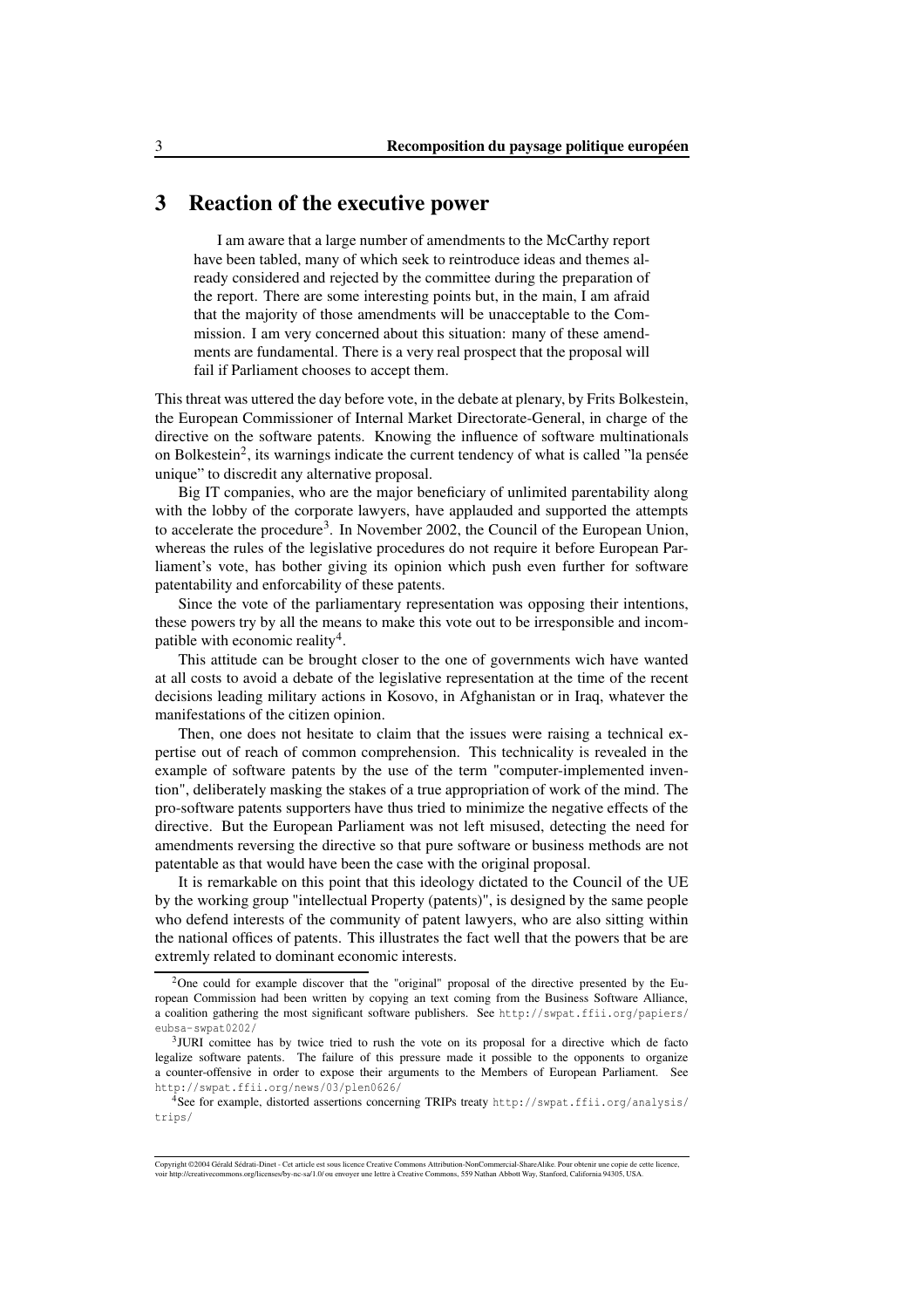# 3 Reaction of the executive power

> I am aware that a large number of amendments to the McCarthy report have been tabled, many of which seek to reintroduce ideas and themes already considered and rejected by the committee during the preparation of the report. There are some interesting points but, in the main, I am afraid that the majority of those amendments will be unacceptable to the Commission. I am very concerned about this situation: many of these amendments are fundamental. There is a very real prospect that the proposal will fail if Parliament chooses to accept them.

This threat was uttered the day before vote, in the debate at plenary, by Frits Bolkestein, the European Commissioner of Internal Market Directorate-General, in charge of the directive on the software patents. Knowing the influence of software multinationals on Bolkestein[2], its warnings indicate the current tendency of what is called "la pensée unique" to discredit any alternative proposal.

Big IT companies, who are the major beneficiary of unlimited parentability along with the lobby of the corporate lawyers, have applauded and supported the attempts to accelerate the procedure[3]. In November 2002, the Council of the European Union, whereas the rules of the legislative procedures do not require it before European Parliament's vote, has bother giving its opinion which push even further for software patentability and enforcability of these patents.

Since the vote of the parliamentary representation was opposing their intentions, these powers try by all the means to make this vote out to be irresponsible and incompatible with economic reality[4].

This attitude can be brought closer to the one of governments wich have wanted at all costs to avoid a debate of the legislative representation at the time of the recent decisions leading military actions in Kosovo, in Afghanistan or in Iraq, whatever the manifestations of the citizen opinion.

Then, one does not hesitate to claim that the issues were raising a technical expertise out of reach of common comprehension. This technicality is revealed in the example of software patents by the use of the term "computer-implemented invention", deliberately masking the stakes of a true appropriation of work of the mind. The pro-software patents supporters have thus tried to minimize the negative effects of the directive. But the European Parliament was not left misused, detecting the need for amendments reversing the directive so that pure software or business methods are not patentable as that would have been the case with the original proposal.

It is remarkable on this point that this ideology dictated to the Council of the UE by the working group "intellectual Property (patents)", is designed by the same people who defend interests of the community of patent lawyers, who are also sitting within the national offices of patents. This illustrates the fact well that the powers that be are extremly related to dominant economic interests.

---

[2] One could for example discover that the "original" proposal of the directive presented by the European Commission had been written by copying an text coming from the Business Software Alliance, a coalition gathering the most significant software publishers. See http://swpat.ffii.org/papiers/eubsa-swpat0202/

[3] JURI comittee has by twice tried to rush the vote on its proposal for a directive which de facto legalize software patents. The failure of this pressure made it possible to the opponents to organize a counter-offensive in order to expose their arguments to the Members of European Parliament. See http://swpat.ffii.org/news/03/plen0626/

[4] See for example, distorted assertions concerning TRIPs treaty http://swpat.ffii.org/analysis/trips/

Copyright ©2004 Gérald Sédrati-Dinet - Cet article est sous licence Creative Commons Attribution-NonCommercial-ShareAlike. Pour obtenir une copie de cette licence, voir http://creativecommons.org/licenses/by-nc-sa/1.0/ ou envoyer une lettre à Creative Commons, 559 Nathan Abbott Way, Stanford, California 94305, USA.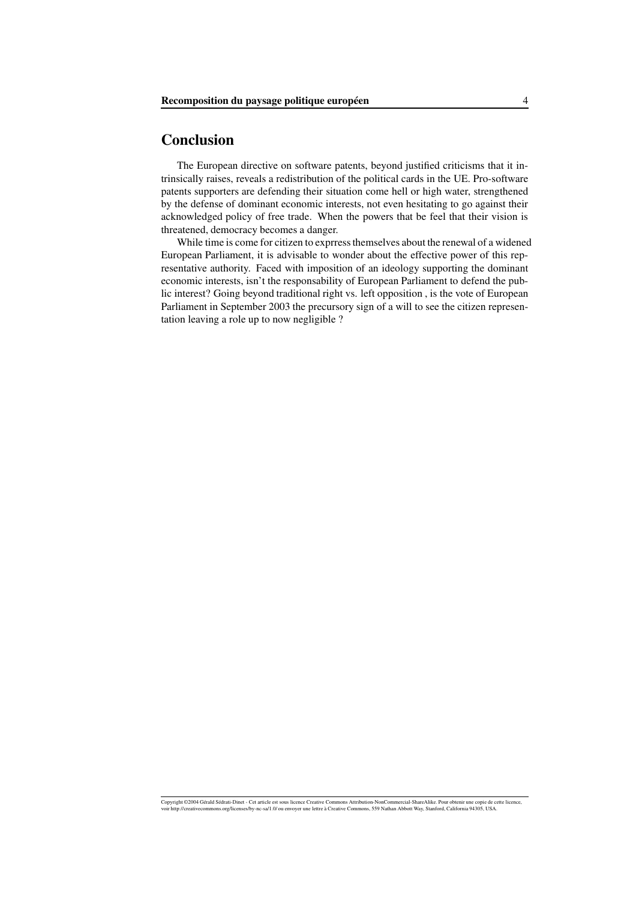# Conclusion

The European directive on software patents, beyond justified criticisms that it intrinsically raises, reveals a redistribution of the political cards in the UE. Pro-software patents supporters are defending their situation come hell or high water, strengthened by the defense of dominant economic interests, not even hesitating to go against their acknowledged policy of free trade. When the powers that be feel that their vision is threatened, democracy becomes a danger.

While time is come for citizen to exprress themselves about the renewal of a widened European Parliament, it is advisable to wonder about the effective power of this representative authority. Faced with imposition of an ideology supporting the dominant economic interests, isn't the responsability of European Parliament to defend the public interest? Going beyond traditional right vs. left opposition , is the vote of European Parliament in September 2003 the precursory sign of a will to see the citizen representation leaving a role up to now negligible ?

Copyright ©2004 Gérald Sédrati-Dinet - Cet article est sous licence Creative Commons Attribution-NonCommercial-ShareAlike. Pour obtenir une copie de cette licence, voir http://creativecommons.org/licenses/by-nc-sa/1.0/ ou envoyer une lettre à Creative Commons, 559 Nathan Abbott Way, Stanford, California 94305, USA.